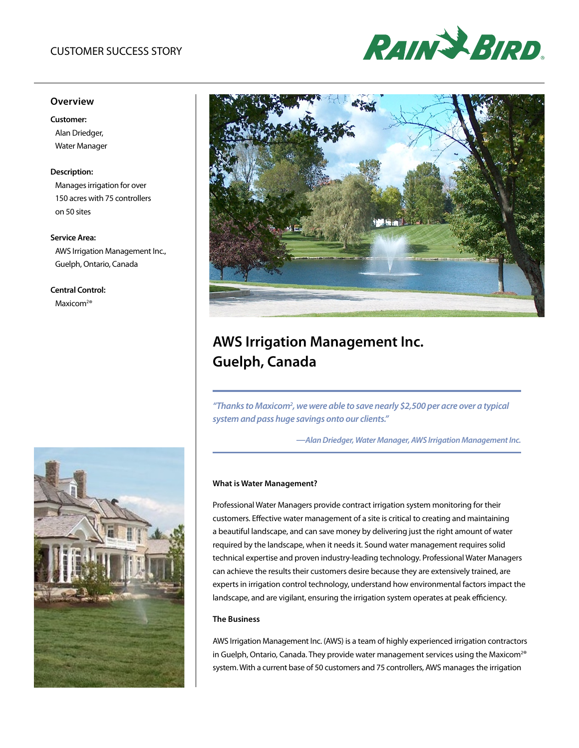CUSTOMER SUCCESS STORY

## Overview

**Customer:**
Alan Driedger,
Water Manager

**Description:**
Manages irrigation for over 150 acres with 75 controllers on 50 sites

**Service Area:**
AWS Irrigation Management Inc.,
Guelph, Ontario, Canada

**Central Control:**
Maxicom²®

# AWS Irrigation Management Inc. Guelph, Canada

*"Thanks to Maxicom², we were able to save nearly $2,500 per acre over a typical system and pass huge savings onto our clients."*

*—Alan Driedger, Water Manager, AWS Irrigation Management Inc.*

### What is Water Management?

Professional Water Managers provide contract irrigation system monitoring for their customers. Effective water management of a site is critical to creating and maintaining a beautiful landscape, and can save money by delivering just the right amount of water required by the landscape, when it needs it. Sound water management requires solid technical expertise and proven industry-leading technology. Professional Water Managers can achieve the results their customers desire because they are extensively trained, are experts in irrigation control technology, understand how environmental factors impact the landscape, and are vigilant, ensuring the irrigation system operates at peak efficiency.

### The Business

AWS Irrigation Management Inc. (AWS) is a team of highly experienced irrigation contractors in Guelph, Ontario, Canada. They provide water management services using the Maxicom²® system. With a current base of 50 customers and 75 controllers, AWS manages the irrigation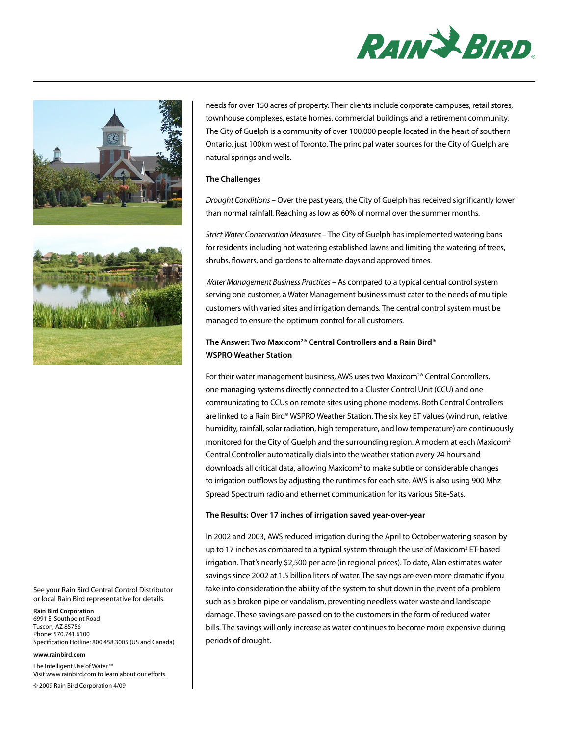needs for over 150 acres of property. Their clients include corporate campuses, retail stores, townhouse complexes, estate homes, commercial buildings and a retirement community. The City of Guelph is a community of over 100,000 people located in the heart of southern Ontario, just 100km west of Toronto. The principal water sources for the City of Guelph are natural springs and wells.

**The Challenges**

*Drought Conditions* – Over the past years, the City of Guelph has received significantly lower than normal rainfall. Reaching as low as 60% of normal over the summer months.

*Strict Water Conservation Measures* – The City of Guelph has implemented watering bans for residents including not watering established lawns and limiting the watering of trees, shrubs, flowers, and gardens to alternate days and approved times.

*Water Management Business Practices* – As compared to a typical central control system serving one customer, a Water Management business must cater to the needs of multiple customers with varied sites and irrigation demands. The central control system must be managed to ensure the optimum control for all customers.

**The Answer: Two Maxicom²® Central Controllers and a Rain Bird® WSPRO Weather Station**

For their water management business, AWS uses two Maxicom²® Central Controllers, one managing systems directly connected to a Cluster Control Unit (CCU) and one communicating to CCUs on remote sites using phone modems. Both Central Controllers are linked to a Rain Bird® WSPRO Weather Station. The six key ET values (wind run, relative humidity, rainfall, solar radiation, high temperature, and low temperature) are continuously monitored for the City of Guelph and the surrounding region. A modem at each Maxicom² Central Controller automatically dials into the weather station every 24 hours and downloads all critical data, allowing Maxicom² to make subtle or considerable changes to irrigation outflows by adjusting the runtimes for each site. AWS is also using 900 Mhz Spread Spectrum radio and ethernet communication for its various Site-Sats.

**The Results: Over 17 inches of irrigation saved year-over-year**

In 2002 and 2003, AWS reduced irrigation during the April to October watering season by up to 17 inches as compared to a typical system through the use of Maxicom² ET-based irrigation. That's nearly $2,500 per acre (in regional prices). To date, Alan estimates water savings since 2002 at 1.5 billion liters of water. The savings are even more dramatic if you take into consideration the ability of the system to shut down in the event of a problem such as a broken pipe or vandalism, preventing needless water waste and landscape damage. These savings are passed on to the customers in the form of reduced water bills. The savings will only increase as water continues to become more expensive during periods of drought.

See your Rain Bird Central Control Distributor or local Rain Bird representative for details.

**Rain Bird Corporation**
6991 E. Southpoint Road
Tuscon, AZ 85756
Phone: 570.741.6100
Specification Hotline: 800.458.3005 (US and Canada)

**www.rainbird.com**

The Intelligent Use of Water.™
Visit www.rainbird.com to learn about our efforts.

© 2009 Rain Bird Corporation 4/09